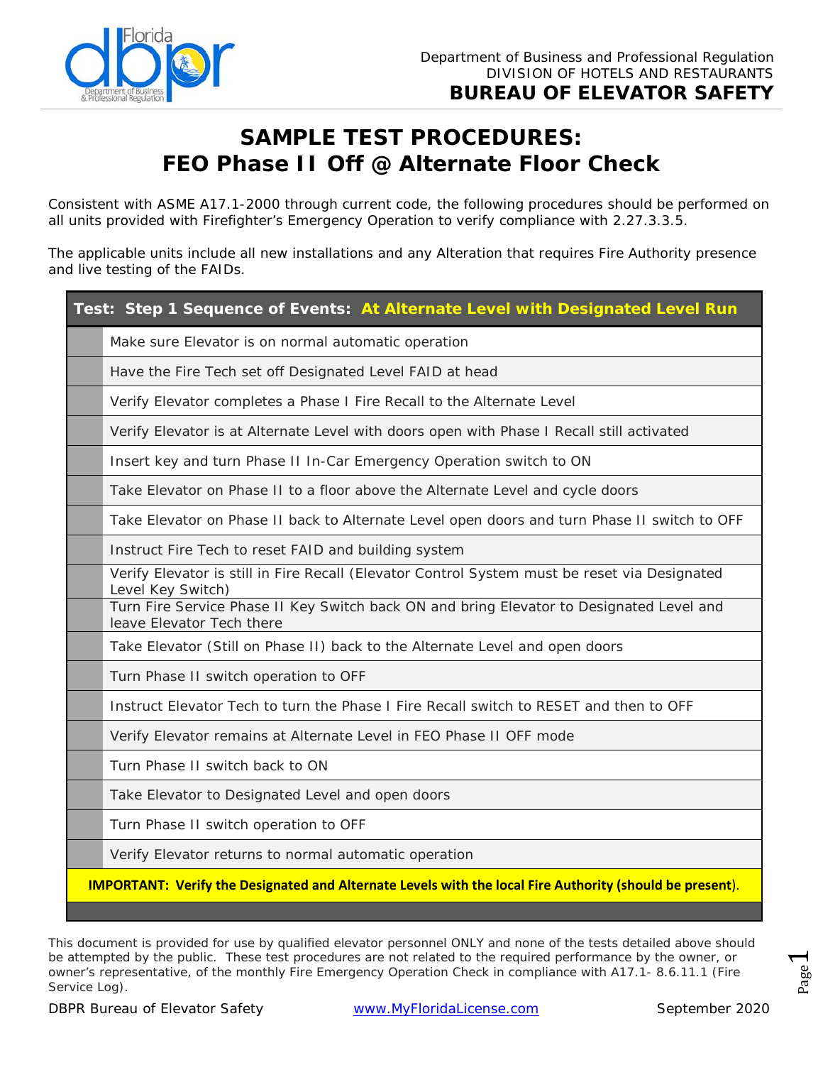Department of Business and Professional Regulation
DIVISION OF HOTELS AND RESTAURANTS
**BUREAU OF ELEVATOR SAFETY**

# SAMPLE TEST PROCEDURES:
# FEO Phase II Off @ Alternate Floor Check

Consistent with ASME A17.1-2000 through current code, the following procedures should be performed on all units provided with Firefighter's Emergency Operation to verify compliance with 2.27.3.3.5.

The applicable units include all new installations and any Alteration that requires Fire Authority presence and live testing of the FAIDs.

| | **Test: Step 1 Sequence of Events: At Alternate Level with Designated Level Run** |
|---|---|
| | Make sure Elevator is on normal automatic operation |
| | Have the Fire Tech set off Designated Level FAID at head |
| | Verify Elevator completes a Phase I Fire Recall to the Alternate Level |
| | Verify Elevator is at Alternate Level with doors open with Phase I Recall still activated |
| | Insert key and turn Phase II In-Car Emergency Operation switch to ON |
| | Take Elevator on Phase II to a floor above the Alternate Level and cycle doors |
| | Take Elevator on Phase II back to Alternate Level open doors and turn Phase II switch to OFF |
| | Instruct Fire Tech to reset FAID and building system |
| | Verify Elevator is still in Fire Recall (Elevator Control System must be reset via Designated Level Key Switch) |
| | Turn Fire Service Phase II Key Switch back ON and bring Elevator to Designated Level and leave Elevator Tech there |
| | Take Elevator (Still on Phase II) back to the Alternate Level and open doors |
| | Turn Phase II switch operation to OFF |
| | Instruct Elevator Tech to turn the Phase I Fire Recall switch to RESET and then to OFF |
| | Verify Elevator remains at Alternate Level in FEO Phase II OFF mode |
| | Turn Phase II switch back to ON |
| | Take Elevator to Designated Level and open doors |
| | Turn Phase II switch operation to OFF |
| | Verify Elevator returns to normal automatic operation |
| | **IMPORTANT: Verify the Designated and Alternate Levels with the local Fire Authority (should be present**). |

This document is provided for use by qualified elevator personnel ONLY and none of the tests detailed above should be attempted by the public. These test procedures are not related to the required performance by the owner, or owner's representative, of the monthly Fire Emergency Operation Check in compliance with A17.1- 8.6.11.1 (Fire Service Log).

DBPR Bureau of Elevator Safety www.MyFloridaLicense.com September 2020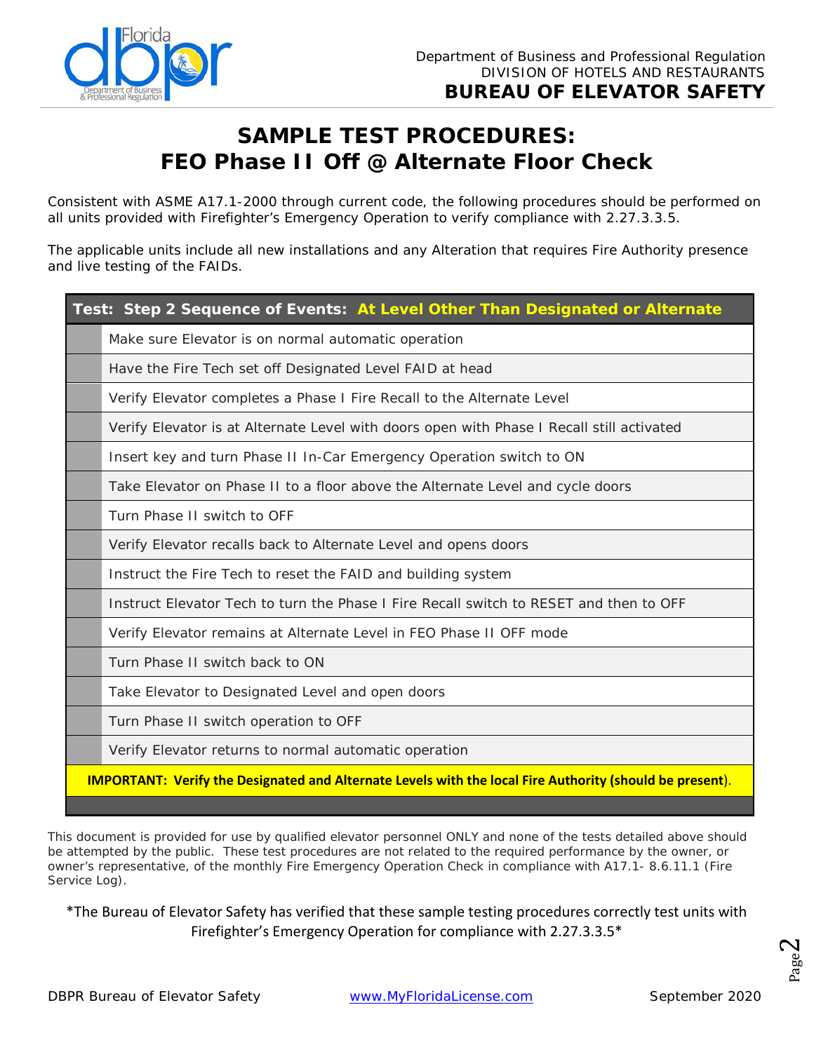Department of Business and Professional Regulation
DIVISION OF HOTELS AND RESTAURANTS
**BUREAU OF ELEVATOR SAFETY**

# SAMPLE TEST PROCEDURES:
# FEO Phase II Off @ Alternate Floor Check

Consistent with ASME A17.1-2000 through current code, the following procedures should be performed on all units provided with Firefighter's Emergency Operation to verify compliance with 2.27.3.3.5.

The applicable units include all new installations and any Alteration that requires Fire Authority presence and live testing of the FAIDs.

| | **Test: Step 2 Sequence of Events: At Level Other Than Designated or Alternate** |
|---|---|
| | Make sure Elevator is on normal automatic operation |
| | Have the Fire Tech set off Designated Level FAID at head |
| | Verify Elevator completes a Phase I Fire Recall to the Alternate Level |
| | Verify Elevator is at Alternate Level with doors open with Phase I Recall still activated |
| | Insert key and turn Phase II In-Car Emergency Operation switch to ON |
| | Take Elevator on Phase II to a floor above the Alternate Level and cycle doors |
| | Turn Phase II switch to OFF |
| | Verify Elevator recalls back to Alternate Level and opens doors |
| | Instruct the Fire Tech to reset the FAID and building system |
| | Instruct Elevator Tech to turn the Phase I Fire Recall switch to RESET and then to OFF |
| | Verify Elevator remains at Alternate Level in FEO Phase II OFF mode |
| | Turn Phase II switch back to ON |
| | Take Elevator to Designated Level and open doors |
| | Turn Phase II switch operation to OFF |
| | Verify Elevator returns to normal automatic operation |

**IMPORTANT: Verify the Designated and Alternate Levels with the local Fire Authority (should be present).**

This document is provided for use by qualified elevator personnel ONLY and none of the tests detailed above should be attempted by the public. These test procedures are not related to the required performance by the owner, or owner's representative, of the monthly Fire Emergency Operation Check in compliance with A17.1- 8.6.11.1 (Fire Service Log).

*The Bureau of Elevator Safety has verified that these sample testing procedures correctly test units with Firefighter's Emergency Operation for compliance with 2.27.3.3.5*

DBPR Bureau of Elevator Safety www.MyFloridaLicense.com September 2020